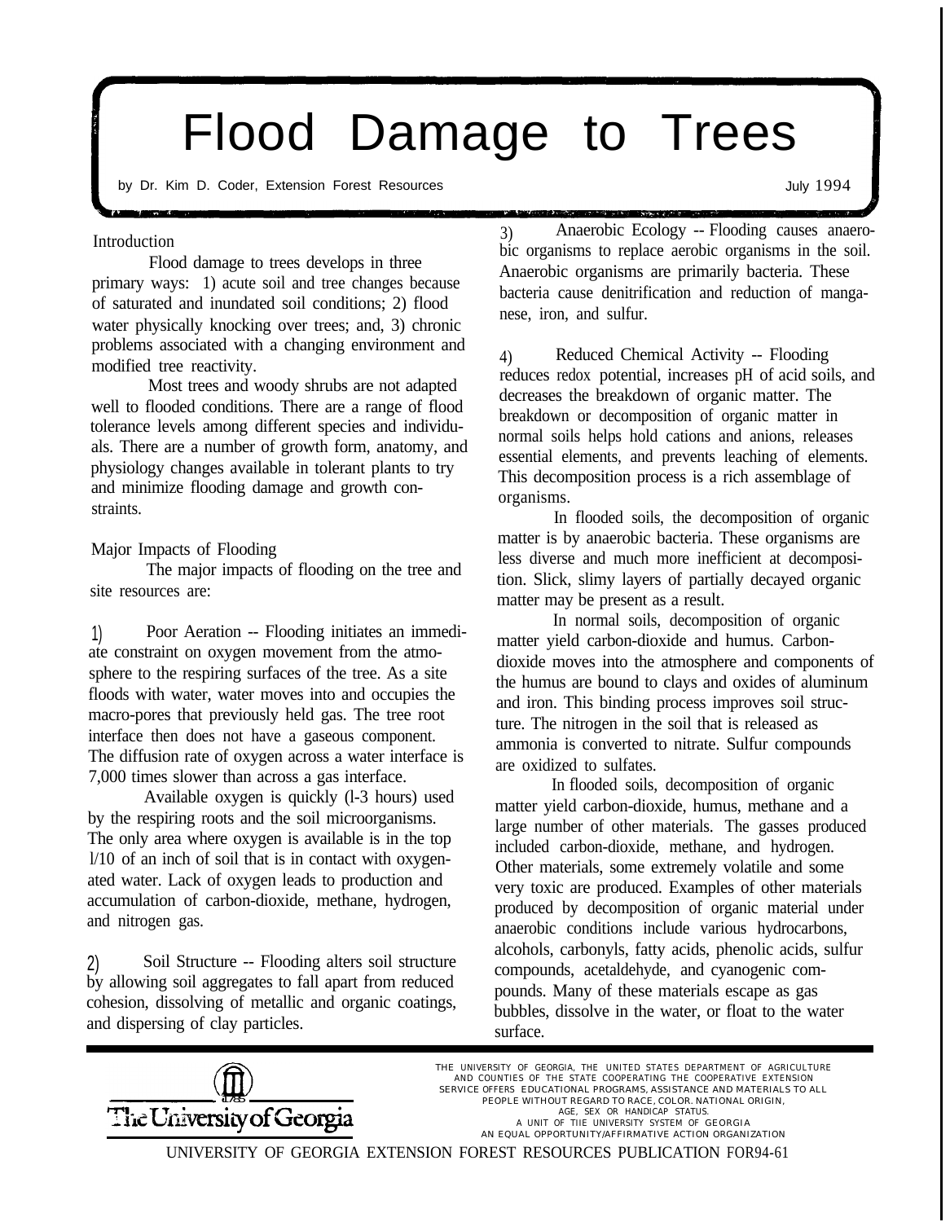# Flood Damage to Trees

by Dr. Kim D. Coder, Extension Forest Resources

July 1994

## Introduction

Flood damage to trees develops in three primary ways: 1) acute soil and tree changes because of saturated and inundated soil conditions; 2) flood water physically knocking over trees; and, 3) chronic problems associated with a changing environment and modified tree reactivity.

Most trees and woody shrubs are not adapted well to flooded conditions. There are a range of flood tolerance levels among different species and individuals. There are a number of growth form, anatomy, and physiology changes available in tolerant plants to try and minimize flooding damage and growth constraints.

## Major Impacts of Flooding

The major impacts of flooding on the tree and site resources are:

1) Poor Aeration -- Flooding initiates an immediate constraint on oxygen movement from the atmosphere to the respiring surfaces of the tree. As a site floods with water, water moves into and occupies the macro-pores that previously held gas. The tree root interface then does not have a gaseous component. The diffusion rate of oxygen across a water interface is 7,000 times slower than across a gas interface.

Available oxygen is quickly (1-3 hours) used by the respiring roots and the soil microorganisms. The only area where oxygen is available is in the top 1/10 of an inch of soil that is in contact with oxygenated water. Lack of oxygen leads to production and accumulation of carbon-dioxide, methane, hydrogen, and nitrogen gas.

2) Soil Structure -- Flooding alters soil structure by allowing soil aggregates to fall apart from reduced cohesion, dissolving of metallic and organic coatings, and dispersing of clay particles.

3) Anaerobic Ecology -- Flooding causes anaerobic organisms to replace aerobic organisms in the soil. Anaerobic organisms are primarily bacteria. These bacteria cause denitrification and reduction of manganese, iron, and sulfur.

4) Reduced Chemical Activity -- Flooding reduces redox potential, increases pH of acid soils, and decreases the breakdown of organic matter. The breakdown or decomposition of organic matter in normal soils helps hold cations and anions, releases essential elements, and prevents leaching of elements. This decomposition process is a rich assemblage of organisms.

In flooded soils, the decomposition of organic matter is by anaerobic bacteria. These organisms are less diverse and much more inefficient at decomposition. Slick, slimy layers of partially decayed organic matter may be present as a result.

In normal soils, decomposition of organic matter yield carbon-dioxide and humus. Carbon-dioxide moves into the atmosphere and components of the humus are bound to clays and oxides of aluminum and iron. This binding process improves soil structure. The nitrogen in the soil that is released as ammonia is converted to nitrate. Sulfur compounds are oxidized to sulfates.

In flooded soils, decomposition of organic matter yield carbon-dioxide, humus, methane and a large number of other materials. The gasses produced included carbon-dioxide, methane, and hydrogen. Other materials, some extremely volatile and some very toxic are produced. Examples of other materials produced by decomposition of organic material under anaerobic conditions include various hydrocarbons, alcohols, carbonyls, fatty acids, phenolic acids, sulfur compounds, acetaldehyde, and cyanogenic compounds. Many of these materials escape as gas bubbles, dissolve in the water, or float to the water surface.

The University of Georgia

THE UNIVERSITY OF GEORGIA, THE UNITED STATES DEPARTMENT OF AGRICULTURE AND COUNTIES OF THE STATE COOPERATING THE COOPERATIVE EXTENSION SERVICE OFFERS EDUCATIONAL PROGRAMS, ASSISTANCE AND MATERIALS TO ALL PEOPLE WITHOUT REGARD TO RACE, COLOR, NATIONAL ORIGIN, AGE, SEX OR HANDICAP STATUS.
A UNIT OF THE UNIVERSITY SYSTEM OF GEORGIA
AN EQUAL OPPORTUNITY/AFFIRMATIVE ACTION ORGANIZATION

UNIVERSITY OF GEORGIA EXTENSION FOREST RESOURCES PUBLICATION FOR94-61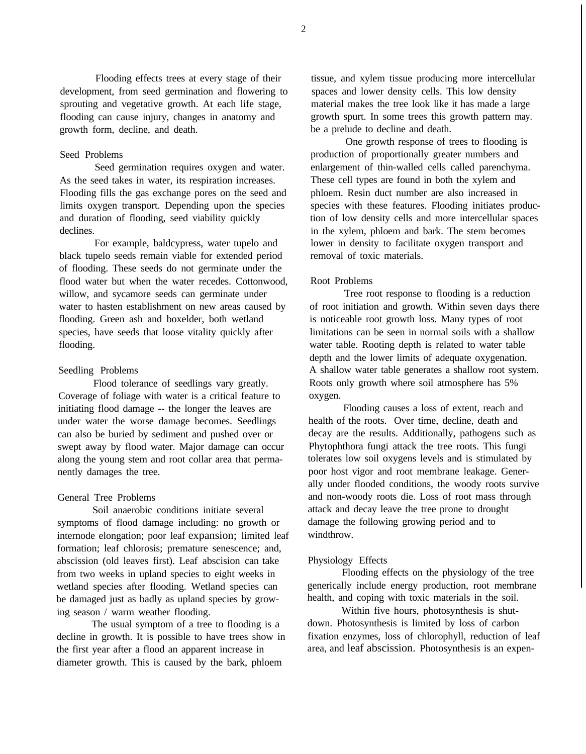Flooding effects trees at every stage of their development, from seed germination and flowering to sprouting and vegetative growth. At each life stage, flooding can cause injury, changes in anatomy and growth form, decline, and death.

### Seed Problems

Seed germination requires oxygen and water. As the seed takes in water, its respiration increases. Flooding fills the gas exchange pores on the seed and limits oxygen transport. Depending upon the species and duration of flooding, seed viability quickly declines.

For example, baldcypress, water tupelo and black tupelo seeds remain viable for extended period of flooding. These seeds do not germinate under the flood water but when the water recedes. Cottonwood, willow, and sycamore seeds can germinate under water to hasten establishment on new areas caused by flooding. Green ash and boxelder, both wetland species, have seeds that loose vitality quickly after flooding.

### Seedling Problems

Flood tolerance of seedlings vary greatly. Coverage of foliage with water is a critical feature to initiating flood damage -- the longer the leaves are under water the worse damage becomes. Seedlings can also be buried by sediment and pushed over or swept away by flood water. Major damage can occur along the young stem and root collar area that permanently damages the tree.

### General Tree Problems

Soil anaerobic conditions initiate several symptoms of flood damage including: no growth or internode elongation; poor leaf expansion; limited leaf formation; leaf chlorosis; premature senescence; and, abscission (old leaves first). Leaf abscision can take from two weeks in upland species to eight weeks in wetland species after flooding. Wetland species can be damaged just as badly as upland species by growing season / warm weather flooding.

The usual symptom of a tree to flooding is a decline in growth. It is possible to have trees show in the first year after a flood an apparent increase in diameter growth. This is caused by the bark, phloem tissue, and xylem tissue producing more intercellular spaces and lower density cells. This low density material makes the tree look like it has made a large growth spurt. In some trees this growth pattern may. be a prelude to decline and death.

One growth response of trees to flooding is production of proportionally greater numbers and enlargement of thin-walled cells called parenchyma. These cell types are found in both the xylem and phloem. Resin duct number are also increased in species with these features. Flooding initiates production of low density cells and more intercellular spaces in the xylem, phloem and bark. The stem becomes lower in density to facilitate oxygen transport and removal of toxic materials.

### Root Problems

Tree root response to flooding is a reduction of root initiation and growth. Within seven days there is noticeable root growth loss. Many types of root limitations can be seen in normal soils with a shallow water table. Rooting depth is related to water table depth and the lower limits of adequate oxygenation. A shallow water table generates a shallow root system. Roots only growth where soil atmosphere has 5% oxygen.

Flooding causes a loss of extent, reach and health of the roots. Over time, decline, death and decay are the results. Additionally, pathogens such as Phytophthora fungi attack the tree roots. This fungi tolerates low soil oxygens levels and is stimulated by poor host vigor and root membrane leakage. Generally under flooded conditions, the woody roots survive and non-woody roots die. Loss of root mass through attack and decay leave the tree prone to drought damage the following growing period and to windthrow.

### Physiology Effects

Flooding effects on the physiology of the tree generically include energy production, root membrane health, and coping with toxic materials in the soil.

Within five hours, photosynthesis is shutdown. Photosynthesis is limited by loss of carbon fixation enzymes, loss of chlorophyll, reduction of leaf area, and leaf abscission. Photosynthesis is an expen-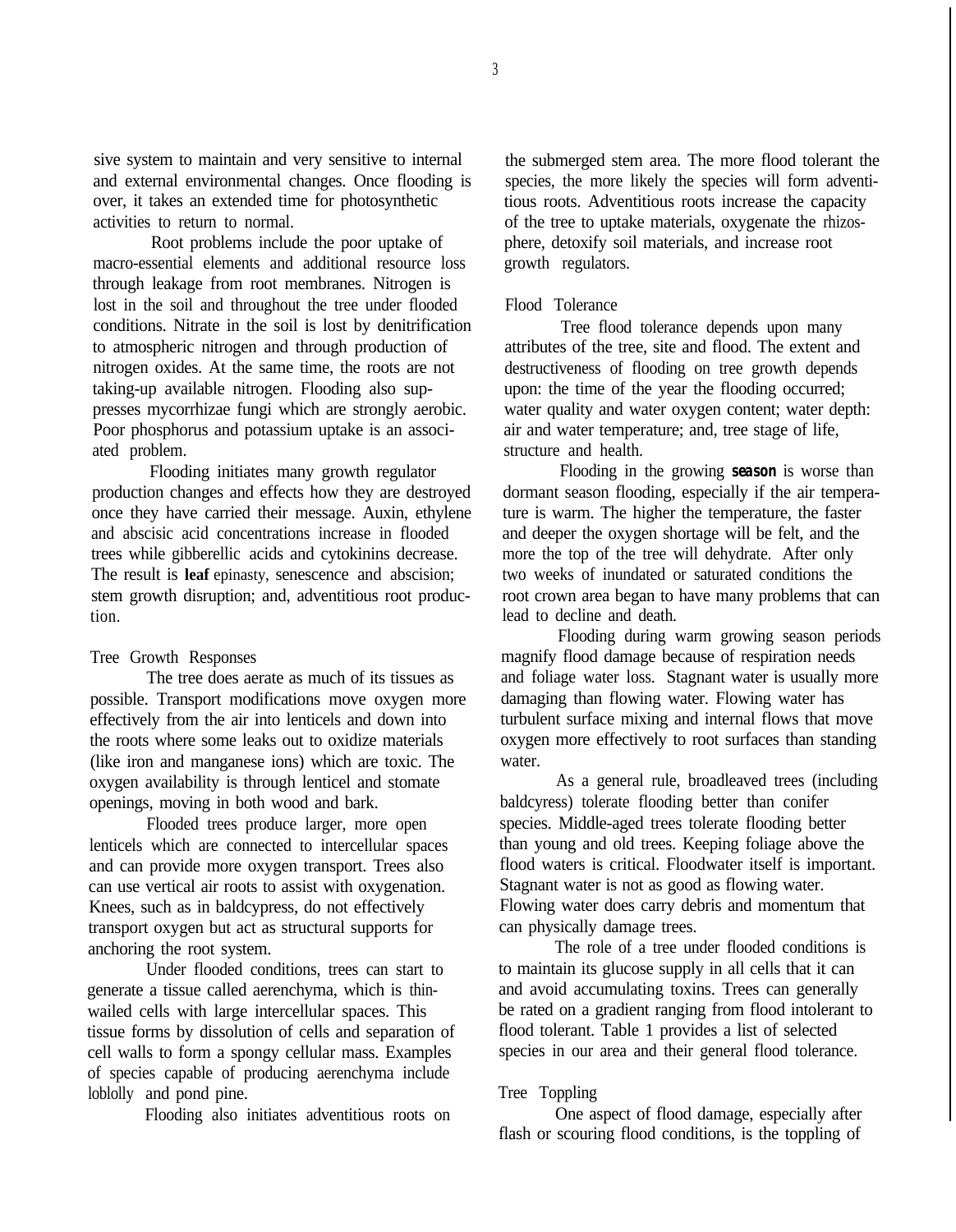sive system to maintain and very sensitive to internal and external environmental changes. Once flooding is over, it takes an extended time for photosynthetic activities to return to normal.

Root problems include the poor uptake of macro-essential elements and additional resource loss through leakage from root membranes. Nitrogen is lost in the soil and throughout the tree under flooded conditions. Nitrate in the soil is lost by denitrification to atmospheric nitrogen and through production of nitrogen oxides. At the same time, the roots are not taking-up available nitrogen. Flooding also suppresses mycorrhizae fungi which are strongly aerobic. Poor phosphorus and potassium uptake is an associated problem.

Flooding initiates many growth regulator production changes and effects how they are destroyed once they have carried their message. Auxin, ethylene and abscisic acid concentrations increase in flooded trees while gibberellic acids and cytokinins decrease. The result is **leaf** epinasty, senescence and abscision; stem growth disruption; and, adventitious root production.

## Tree Growth Responses

The tree does aerate as much of its tissues as possible. Transport modifications move oxygen more effectively from the air into lenticels and down into the roots where some leaks out to oxidize materials (like iron and manganese ions) which are toxic. The oxygen availability is through lenticel and stomate openings, moving in both wood and bark.

Flooded trees produce larger, more open lenticels which are connected to intercellular spaces and can provide more oxygen transport. Trees also can use vertical air roots to assist with oxygenation. Knees, such as in baldcypress, do not effectively transport oxygen but act as structural supports for anchoring the root system.

Under flooded conditions, trees can start to generate a tissue called aerenchyma, which is thin-wailed cells with large intercellular spaces. This tissue forms by dissolution of cells and separation of cell walls to form a spongy cellular mass. Examples of species capable of producing aerenchyma include loblolly and pond pine.

Flooding also initiates adventitious roots on the submerged stem area. The more flood tolerant the species, the more likely the species will form adventitious roots. Adventitious roots increase the capacity of the tree to uptake materials, oxygenate the rhizosphere, detoxify soil materials, and increase root growth regulators.

## Flood Tolerance

Tree flood tolerance depends upon many attributes of the tree, site and flood. The extent and destructiveness of flooding on tree growth depends upon: the time of the year the flooding occurred; water quality and water oxygen content; water depth: air and water temperature; and, tree stage of life, structure and health.

Flooding in the growing ***season*** is worse than dormant season flooding, especially if the air temperature is warm. The higher the temperature, the faster and deeper the oxygen shortage will be felt, and the more the top of the tree will dehydrate. After only two weeks of inundated or saturated conditions the root crown area began to have many problems that can lead to decline and death.

Flooding during warm growing season periods magnify flood damage because of respiration needs and foliage water loss. Stagnant water is usually more damaging than flowing water. Flowing water has turbulent surface mixing and internal flows that move oxygen more effectively to root surfaces than standing water.

As a general rule, broadleaved trees (including baldcyress) tolerate flooding better than conifer species. Middle-aged trees tolerate flooding better than young and old trees. Keeping foliage above the flood waters is critical. Floodwater itself is important. Stagnant water is not as good as flowing water. Flowing water does carry debris and momentum that can physically damage trees.

The role of a tree under flooded conditions is to maintain its glucose supply in all cells that it can and avoid accumulating toxins. Trees can generally be rated on a gradient ranging from flood intolerant to flood tolerant. Table 1 provides a list of selected species in our area and their general flood tolerance.

## Tree Toppling

One aspect of flood damage, especially after flash or scouring flood conditions, is the toppling of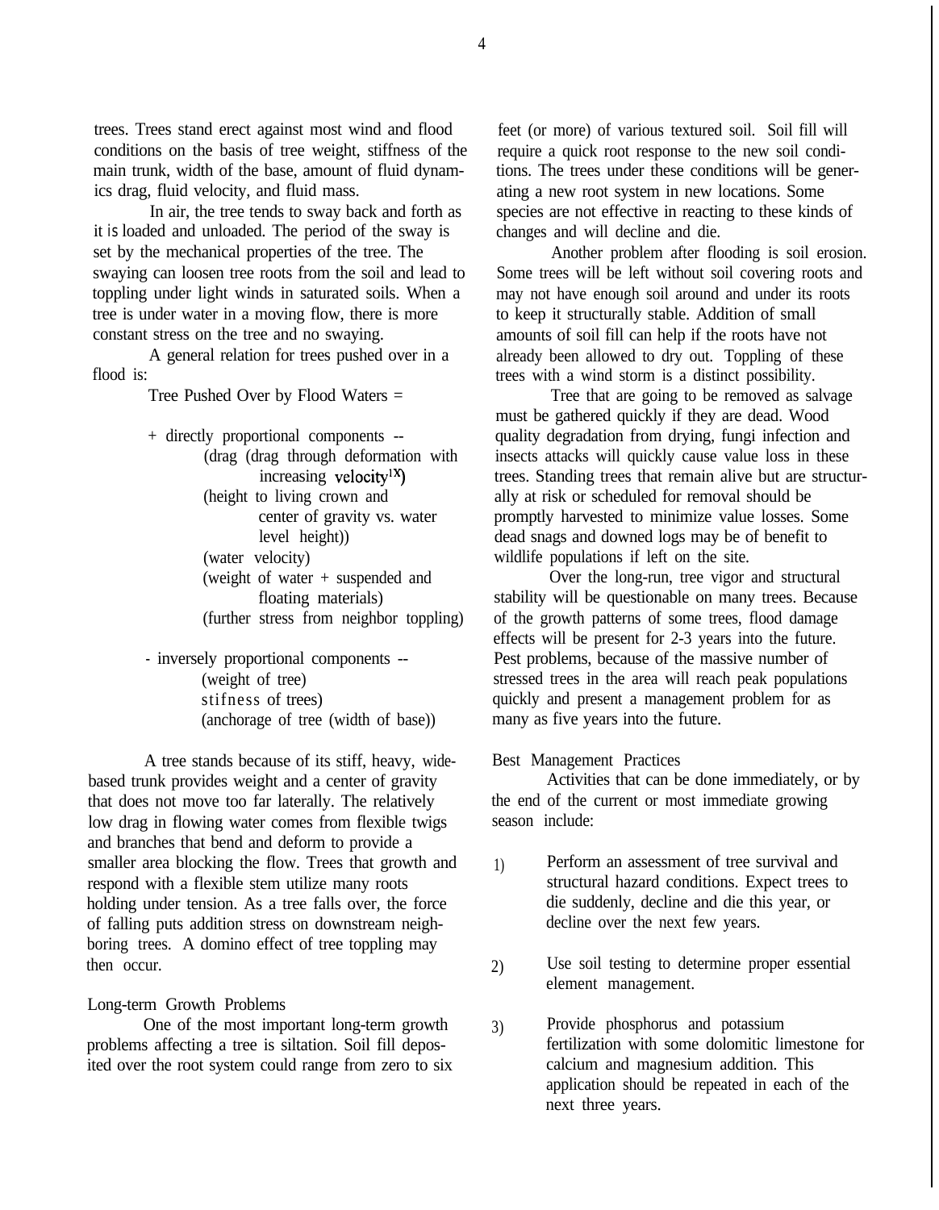trees. Trees stand erect against most wind and flood conditions on the basis of tree weight, stiffness of the main trunk, width of the base, amount of fluid dynamics drag, fluid velocity, and fluid mass.

In air, the tree tends to sway back and forth as it is loaded and unloaded. The period of the sway is set by the mechanical properties of the tree. The swaying can loosen tree roots from the soil and lead to toppling under light winds in saturated soils. When a tree is under water in a moving flow, there is more constant stress on the tree and no swaying.

A general relation for trees pushed over in a flood is:

Tree Pushed Over by Flood Waters =

+ directly proportional components --
- (drag (drag through deformation with increasing velocity$^{1X}$)
- (height to living crown and center of gravity vs. water level height))
- (water velocity)
- (weight of water + suspended and floating materials)
- (further stress from neighbor toppling)

- inversely proportional components --
- (weight of tree)
- stifness of trees)
- (anchorage of tree (width of base))

A tree stands because of its stiff, heavy, wide-based trunk provides weight and a center of gravity that does not move too far laterally. The relatively low drag in flowing water comes from flexible twigs and branches that bend and deform to provide a smaller area blocking the flow. Trees that growth and respond with a flexible stem utilize many roots holding under tension. As a tree falls over, the force of falling puts addition stress on downstream neighboring trees. A domino effect of tree toppling may then occur.

## Long-term Growth Problems

One of the most important long-term growth problems affecting a tree is siltation. Soil fill deposited over the root system could range from zero to six feet (or more) of various textured soil. Soil fill will require a quick root response to the new soil conditions. The trees under these conditions will be generating a new root system in new locations. Some species are not effective in reacting to these kinds of changes and will decline and die.

Another problem after flooding is soil erosion. Some trees will be left without soil covering roots and may not have enough soil around and under its roots to keep it structurally stable. Addition of small amounts of soil fill can help if the roots have not already been allowed to dry out. Toppling of these trees with a wind storm is a distinct possibility.

Tree that are going to be removed as salvage must be gathered quickly if they are dead. Wood quality degradation from drying, fungi infection and insects attacks will quickly cause value loss in these trees. Standing trees that remain alive but are structurally at risk or scheduled for removal should be promptly harvested to minimize value losses. Some dead snags and downed logs may be of benefit to wildlife populations if left on the site.

Over the long-run, tree vigor and structural stability will be questionable on many trees. Because of the growth patterns of some trees, flood damage effects will be present for 2-3 years into the future. Pest problems, because of the massive number of stressed trees in the area will reach peak populations quickly and present a management problem for as many as five years into the future.

## Best Management Practices

Activities that can be done immediately, or by the end of the current or most immediate growing season include:

1) Perform an assessment of tree survival and structural hazard conditions. Expect trees to die suddenly, decline and die this year, or decline over the next few years.

2) Use soil testing to determine proper essential element management.

3) Provide phosphorus and potassium fertilization with some dolomitic limestone for calcium and magnesium addition. This application should be repeated in each of the next three years.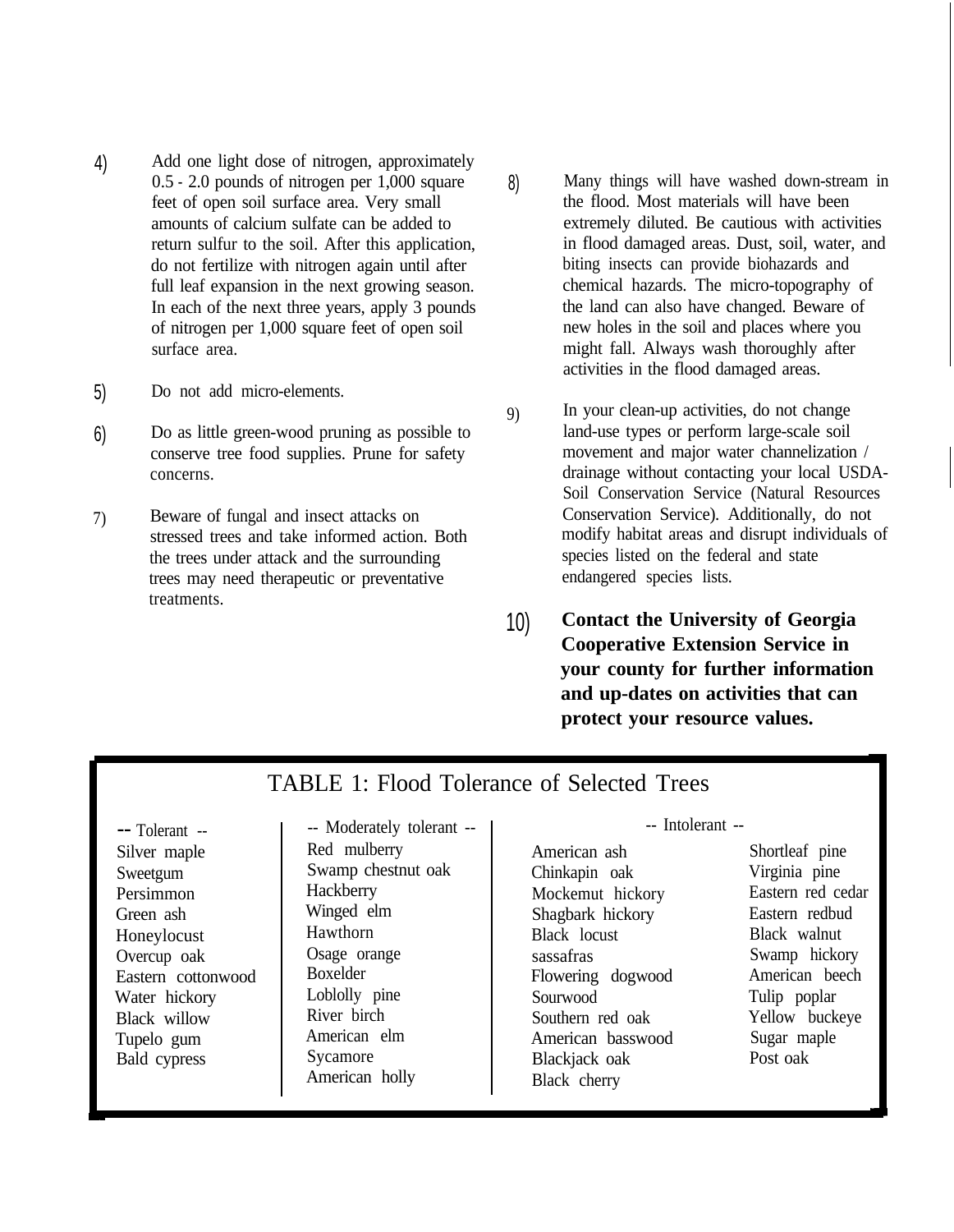4) Add one light dose of nitrogen, approximately 0.5 - 2.0 pounds of nitrogen per 1,000 square feet of open soil surface area. Very small amounts of calcium sulfate can be added to return sulfur to the soil. After this application, do not fertilize with nitrogen again until after full leaf expansion in the next growing season. In each of the next three years, apply 3 pounds of nitrogen per 1,000 square feet of open soil surface area.

5) Do not add micro-elements.

6) Do as little green-wood pruning as possible to conserve tree food supplies. Prune for safety concerns.

7) Beware of fungal and insect attacks on stressed trees and take informed action. Both the trees under attack and the surrounding trees may need therapeutic or preventative treatments.

8) Many things will have washed down-stream in the flood. Most materials will have been extremely diluted. Be cautious with activities in flood damaged areas. Dust, soil, water, and biting insects can provide biohazards and chemical hazards. The micro-topography of the land can also have changed. Beware of new holes in the soil and places where you might fall. Always wash thoroughly after activities in the flood damaged areas.

9) In your clean-up activities, do not change land-use types or perform large-scale soil movement and major water channelization / drainage without contacting your local USDA-Soil Conservation Service (Natural Resources Conservation Service). Additionally, do not modify habitat areas and disrupt individuals of species listed on the federal and state endangered species lists.

10) **Contact the University of Georgia Cooperative Extension Service in your county for further information and up-dates on activities that can protect your resource values.**

## TABLE 1: Flood Tolerance of Selected Trees

| -- Tolerant -- | -- Moderately tolerant -- | -- Intolerant -- | |
|---|---|---|---|
| Silver maple | Red mulberry | American ash | Shortleaf pine |
| Sweetgum | Swamp chestnut oak | Chinkapin oak | Virginia pine |
| Persimmon | Hackberry | Mockernut hickory | Eastern red cedar |
| Green ash | Winged elm | Shagbark hickory | Eastern redbud |
| Honeylocust | Hawthorn | Black locust | Black walnut |
| Overcup oak | Osage orange | sassafras | Swamp hickory |
| Eastern cottonwood | Boxelder | Flowering dogwood | American beech |
| Water hickory | Loblolly pine | Sourwood | Tulip poplar |
| Black willow | River birch | Southern red oak | Yellow buckeye |
| Tupelo gum | American elm | American basswood | Sugar maple |
| Bald cypress | Sycamore | Blackjack oak | Post oak |
| | American holly | Black cherry | |